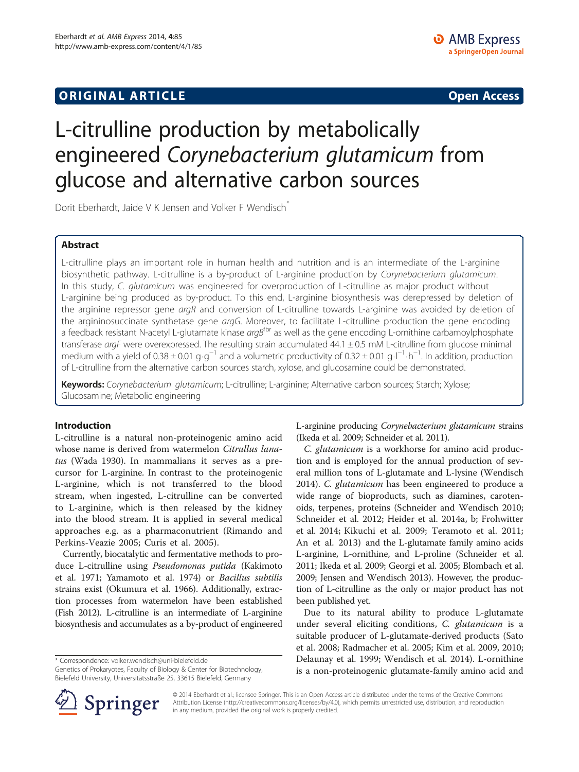**ORIGINAL ARTICLE** **Open Access**

# L-citrulline production by metabolically engineered *Corynebacterium glutamicum* from glucose and alternative carbon sources

Dorit Eberhardt, Jaide V K Jensen and Volker F Wendisch*

## Abstract

L-citrulline plays an important role in human health and nutrition and is an intermediate of the L-arginine biosynthetic pathway. L-citrulline is a by-product of L-arginine production by *Corynebacterium glutamicum*. In this study, *C. glutamicum* was engineered for overproduction of L-citrulline as major product without L-arginine being produced as by-product. To this end, L-arginine biosynthesis was derepressed by deletion of the arginine repressor gene *argR* and conversion of L-citrulline towards L-arginine was avoided by deletion of the argininosuccinate synthetase gene *argG*. Moreover, to facilitate L-citrulline production the gene encoding a feedback resistant N-acetyl L-glutamate kinase *argB*$^{fbr}$ as well as the gene encoding L-ornithine carbamoylphosphate transferase *argF* were overexpressed. The resulting strain accumulated 44.1 ± 0.5 mM L-citrulline from glucose minimal medium with a yield of 0.38 ± 0.01 $g \cdot g^{-1}$ and a volumetric productivity of 0.32 ± 0.01 $g \cdot l^{-1} \cdot h^{-1}$. In addition, production of L-citrulline from the alternative carbon sources starch, xylose, and glucosamine could be demonstrated.

**Keywords:** *Corynebacterium glutamicum*; L-citrulline; L-arginine; Alternative carbon sources; Starch; Xylose; Glucosamine; Metabolic engineering

## Introduction

L-citrulline is a natural non-proteinogenic amino acid whose name is derived from watermelon *Citrullus lanatus* (Wada 1930). In mammalians it serves as a precursor for L-arginine. In contrast to the proteinogenic L-arginine, which is not transferred to the blood stream, when ingested, L-citrulline can be converted to L-arginine, which is then released by the kidney into the blood stream. It is applied in several medical approaches e.g. as a pharmaconutrient (Rimando and Perkins-Veazie 2005; Curis et al. 2005).

Currently, biocatalytic and fermentative methods to produce L-citrulline using *Pseudomonas putida* (Kakimoto et al. 1971; Yamamoto et al. 1974) or *Bacillus subtilis* strains exist (Okumura et al. 1966). Additionally, extraction processes from watermelon have been established (Fish 2012). L-citrulline is an intermediate of L-arginine biosynthesis and accumulates as a by-product of engineered L-arginine producing *Corynebacterium glutamicum* strains (Ikeda et al. 2009; Schneider et al. 2011).

*C. glutamicum* is a workhorse for amino acid production and is employed for the annual production of several million tons of L-glutamate and L-lysine (Wendisch 2014). *C. glutamicum* has been engineered to produce a wide range of bioproducts, such as diamines, carotenoids, terpenes, proteins (Schneider and Wendisch 2010; Schneider et al. 2012; Heider et al. 2014a, b; Frohwitter et al. 2014; Kikuchi et al. 2009; Teramoto et al. 2011; An et al. 2013) and the L-glutamate family amino acids L-arginine, L-ornithine, and L-proline (Schneider et al. 2011; Ikeda et al. 2009; Georgi et al. 2005; Blombach et al. 2009; Jensen and Wendisch 2013). However, the production of L-citrulline as the only or major product has not been published yet.

Due to its natural ability to produce L-glutamate under several eliciting conditions, *C. glutamicum* is a suitable producer of L-glutamate-derived products (Sato et al. 2008; Radmacher et al. 2005; Kim et al. 2009, 2010; Delaunay et al. 1999; Wendisch et al. 2014). L-ornithine is a non-proteinogenic glutamate-family amino acid and

\* Correspondence: volker.wendisch@uni-bielefeld.de
Genetics of Prokaryotes, Faculty of Biology & Center for Biotechnology, Bielefeld University, Universitätsstraße 25, 33615 Bielefeld, Germany

© 2014 Eberhardt et al.; licensee Springer. This is an Open Access article distributed under the terms of the Creative Commons Attribution License (http://creativecommons.org/licenses/by/4.0), which permits unrestricted use, distribution, and reproduction in any medium, provided the original work is properly credited.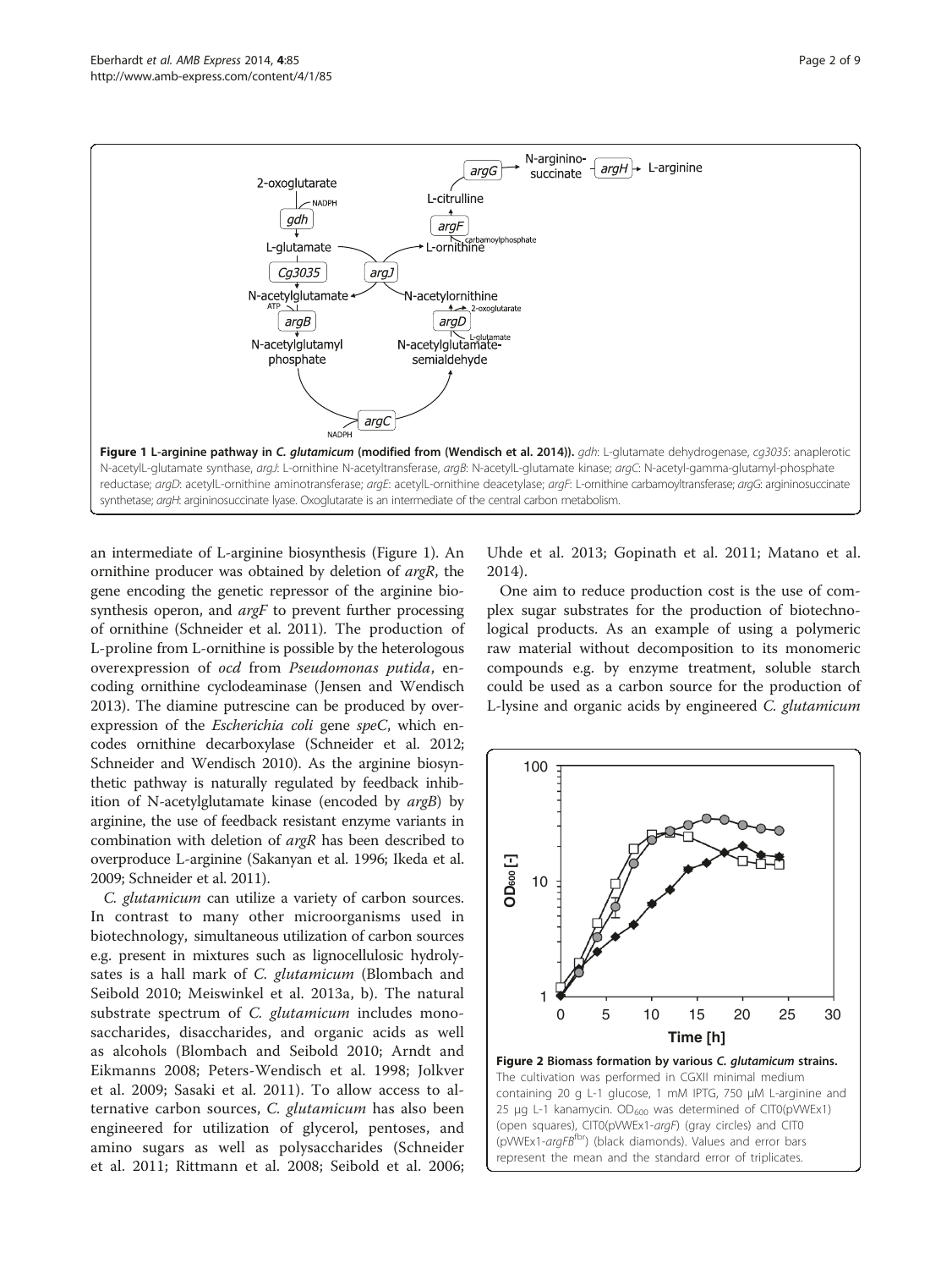**Figure 1 L-arginine pathway in *C. glutamicum* (modified from (Wendisch et al. 2014)).** *gdh*: L-glutamate dehydrogenase, *cg3035*: anaplerotic N-acetylL-glutamate synthase, *argJ*: L-ornithine N-acetyltransferase, *argB*: N-acetylL-glutamate kinase; *argC*: N-acetyl-gamma-glutamyl-phosphate reductase; *argD*: acetylL-ornithine aminotransferase; *argE*: acetylL-ornithine deacetylase; *argF*: L-ornithine carbamoyltransferase; *argG*: argininosuccinate synthetase; *argH*: argininosuccinate lyase. Oxoglutarate is an intermediate of the central carbon metabolism.

an intermediate of L-arginine biosynthesis (Figure 1). An ornithine producer was obtained by deletion of *argR*, the gene encoding the genetic repressor of the arginine biosynthesis operon, and *argF* to prevent further processing of ornithine (Schneider et al. 2011). The production of L-proline from L-ornithine is possible by the heterologous overexpression of *ocd* from *Pseudomonas putida*, encoding ornithine cyclodeaminase (Jensen and Wendisch 2013). The diamine putrescine can be produced by overexpression of the *Escherichia coli* gene *speC*, which encodes ornithine decarboxylase (Schneider et al. 2012; Schneider and Wendisch 2010). As the arginine biosynthetic pathway is naturally regulated by feedback inhibition of N-acetylglutamate kinase (encoded by *argB*) by arginine, the use of feedback resistant enzyme variants in combination with deletion of *argR* has been described to overproduce L-arginine (Sakanyan et al. 1996; Ikeda et al. 2009; Schneider et al. 2011).

*C. glutamicum* can utilize a variety of carbon sources. In contrast to many other microorganisms used in biotechnology, simultaneous utilization of carbon sources e.g. present in mixtures such as lignocellulosic hydrolysates is a hall mark of *C. glutamicum* (Blombach and Seibold 2010; Meiswinkel et al. 2013a, b). The natural substrate spectrum of *C. glutamicum* includes monosaccharides, disaccharides, and organic acids as well as alcohols (Blombach and Seibold 2010; Arndt and Eikmanns 2008; Peters-Wendisch et al. 1998; Jolkver et al. 2009; Sasaki et al. 2011). To allow access to alternative carbon sources, *C. glutamicum* has also been engineered for utilization of glycerol, pentoses, and amino sugars as well as polysaccharides (Schneider et al. 2011; Rittmann et al. 2008; Seibold et al. 2006; Uhde et al. 2013; Gopinath et al. 2011; Matano et al. 2014).

One aim to reduce production cost is the use of complex sugar substrates for the production of biotechnological products. As an example of using a polymeric raw material without decomposition to its monomeric compounds e.g. by enzyme treatment, soluble starch could be used as a carbon source for the production of L-lysine and organic acids by engineered *C. glutamicum*

**Figure 2 Biomass formation by various *C. glutamicum* strains.** The cultivation was performed in CGXII minimal medium containing 20 g L-1 glucose, 1 mM IPTG, 750 μM L-arginine and 25 μg L-1 kanamycin. $OD_{600}$ was determined of CIT0(pVWEx1) (open squares), CIT0(pVWEx1-*argF*) (gray circles) and CIT0 (pVWEx1-*argFB*[fbr]) (black diamonds). Values and error bars represent the mean and the standard error of triplicates.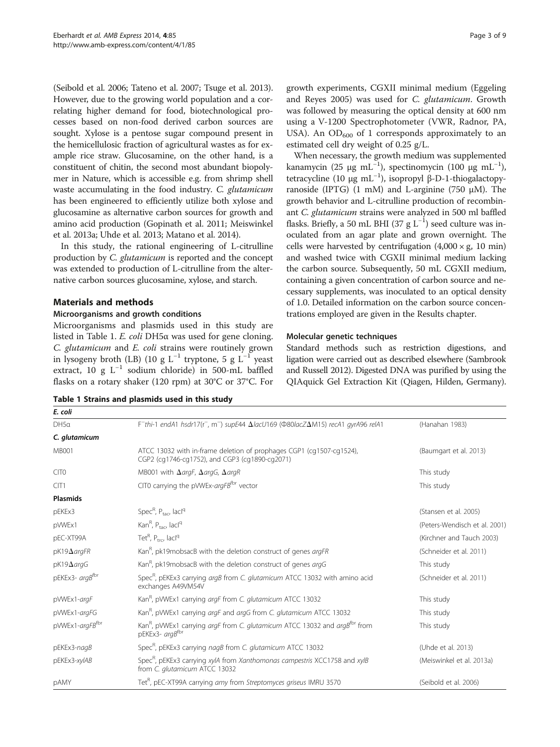(Seibold et al. 2006; Tateno et al. 2007; Tsuge et al. 2013). However, due to the growing world population and a correlating higher demand for food, biotechnological processes based on non-food derived carbon sources are sought. Xylose is a pentose sugar compound present in the hemicellulosic fraction of agricultural wastes as for example rice straw. Glucosamine, on the other hand, is a constituent of chitin, the second most abundant biopolymer in Nature, which is accessible e.g. from shrimp shell waste accumulating in the food industry. *C. glutamicum* has been engineered to efficiently utilize both xylose and glucosamine as alternative carbon sources for growth and amino acid production (Gopinath et al. 2011; Meiswinkel et al. 2013a; Uhde et al. 2013; Matano et al. 2014).

In this study, the rational engineering of L-citrulline production by *C. glutamicum* is reported and the concept was extended to production of L-citrulline from the alternative carbon sources glucosamine, xylose, and starch.

## Materials and methods

### Microorganisms and growth conditions

Microorganisms and plasmids used in this study are listed in Table 1. *E. coli* DH5α was used for gene cloning. *C. glutamicum* and *E. coli* strains were routinely grown in lysogeny broth (LB) (10 g $L^{-1}$ tryptone, 5 g $L^{-1}$ yeast extract, 10 g $L^{-1}$ sodium chloride) in 500-mL baffled flasks on a rotary shaker (120 rpm) at 30°C or 37°C. For growth experiments, CGXII minimal medium (Eggeling and Reyes 2005) was used for *C. glutamicum*. Growth was followed by measuring the optical density at 600 nm using a V-1200 Spectrophotometer (VWR, Radnor, PA, USA). An $OD_{600}$ of 1 corresponds approximately to an estimated cell dry weight of 0.25 g/L.

When necessary, the growth medium was supplemented kanamycin (25 μg $mL^{-1}$), spectinomycin (100 μg $mL^{-1}$), tetracycline (10 μg $mL^{-1}$), isopropyl β-D-1-thiogalactopyranoside (IPTG) (1 mM) and L-arginine (750 μM). The growth behavior and L-citrulline production of recombinant *C. glutamicum* strains were analyzed in 500 ml baffled flasks. Briefly, a 50 mL BHI (37 g $L^{-1}$) seed culture was inoculated from an agar plate and grown overnight. The cells were harvested by centrifugation (4,000 × g, 10 min) and washed twice with CGXII minimal medium lacking the carbon source. Subsequently, 50 mL CGXII medium, containing a given concentration of carbon source and necessary supplements, was inoculated to an optical density of 1.0. Detailed information on the carbon source concentrations employed are given in the Results chapter.

### Molecular genetic techniques

Standard methods such as restriction digestions, and ligation were carried out as described elsewhere (Sambrook and Russell 2012). Digested DNA was purified by using the QIAquick Gel Extraction Kit (Qiagen, Hilden, Germany).

**Table 1 Strains and plasmids used in this study**

| | | |
|---|---|---|
| ***E. coli*** | | |
| DH5α | $F^{-}$*thi*-1 *endA*1 *hsdr*17($r^{-}$, $m^{-}$) *supE*44 Δ*lacU*169 (Φ80*lacZ*ΔM15) *recA*1 *gyrA*96 *relA*1 | (Hanahan 1983) |
| ***C. glutamicum*** | | |
| MB001 | ATCC 13032 with in-frame deletion of prophages CGP1 (cg1507-cg1524), CGP2 (cg1746-cg1752), and CGP3 (cg1890-cg2071) | (Baumgart et al. 2013) |
| CIT0 | MB001 with Δ*argF*, Δ*argG*, Δ*argR* | This study |
| CIT1 | CIT0 carrying the pVWEx-*argFB*$^{fbr}$ vector | This study |
| **Plasmids** | | |
| pEKEx3 | $Spec^{R}$, $P_{tac}$, $lacI^{q}$ | (Stansen et al. 2005) |
| pVWEx1 | $Kan^{R}$, $P_{tac}$, $lacI^{q}$ | (Peters-Wendisch et al. 2001) |
| pEC-XT99A | $Tet^{R}$, $P_{trc}$, $lacI^{q}$ | (Kirchner and Tauch 2003) |
| pK19Δ*argFR* | $Kan^{R}$, pk19mobsacB with the deletion construct of genes *argFR* | (Schneider et al. 2011) |
| pK19Δ*argG* | $Kan^{R}$, pk19mobsacB with the deletion construct of genes *argG* | This study |
| pEKEx3- *argB*$^{fbr}$ | $Spec^{R}$, pEKEx3 carrying *argB* from *C. glutamicum* ATCC 13032 with amino acid exchanges A49VM54V | (Schneider et al. 2011) |
| pVWEx1-*argF* | $Kan^{R}$, pVWEx1 carrying *argF* from *C. glutamicum* ATCC 13032 | This study |
| pVWEx1-*argFG* | $Kan^{R}$, pVWEx1 carrying *argF* and *argG* from *C. glutamicum* ATCC 13032 | This study |
| pVWEx1-*argFB*$^{fbr}$ | $Kan^{R}$, pVWEx1 carrying *argF* from *C. glutamicum* ATCC 13032 and *argB*$^{fbr}$ from pEKEx3- *argB*$^{fbr}$ | This study |
| pEKEx3-*nagB* | $Spec^{R}$, pEKEx3 carrying *nagB* from *C. glutamicum* ATCC 13032 | (Uhde et al. 2013) |
| pEKEx3-*xylAB* | $Spec^{R}$, pEKEx3 carrying *xylA* from *Xanthomonas campestris* XCC1758 and *xylB* from *C. glutamicum* ATCC 13032 | (Meiswinkel et al. 2013a) |
| pAMY | $Tet^{R}$, pEC-XT99A carrying *amy* from *Streptomyces griseus* IMRU 3570 | (Seibold et al. 2006) |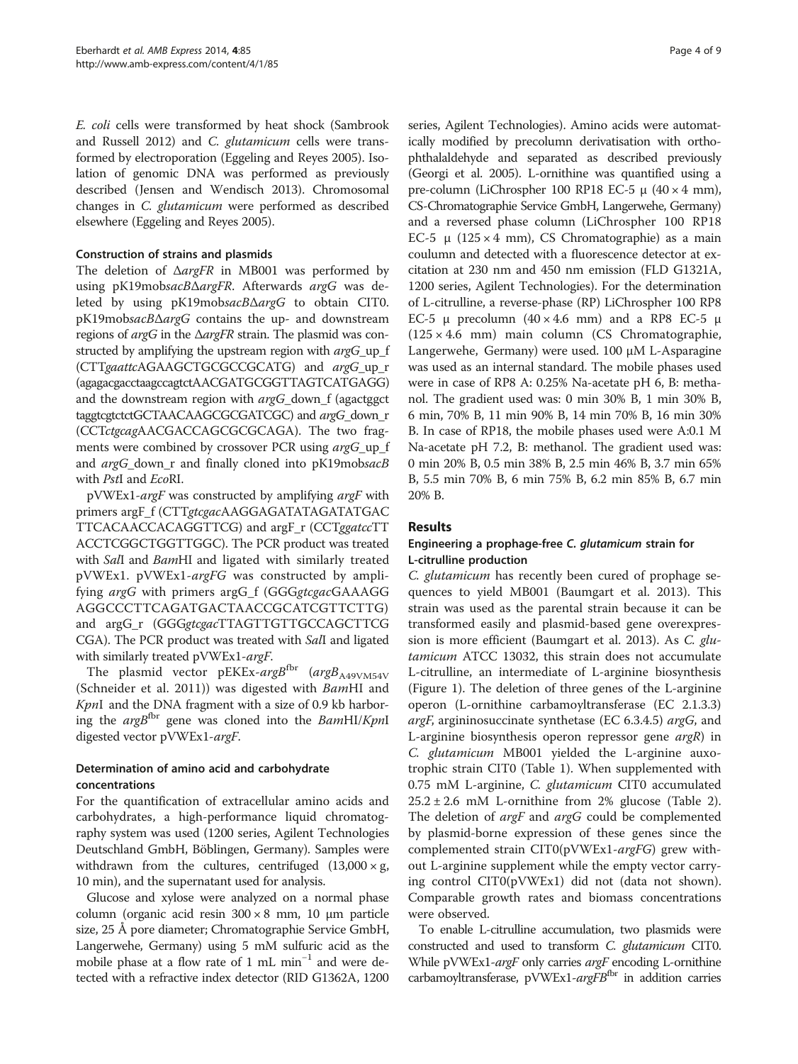*E. coli* cells were transformed by heat shock (Sambrook and Russell 2012) and *C. glutamicum* cells were transformed by electroporation (Eggeling and Reyes 2005). Isolation of genomic DNA was performed as previously described (Jensen and Wendisch 2013). Chromosomal changes in *C. glutamicum* were performed as described elsewhere (Eggeling and Reyes 2005).

### Construction of strains and plasmids

The deletion of Δ*argFR* in MB001 was performed by using pK19mob*sacB*Δ*argFR*. Afterwards *argG* was deleted by using pK19mob*sacB*Δ*argG* to obtain CIT0. pK19mob*sacB*Δ*argG* contains the up- and downstream regions of *argG* in the Δ*argFR* strain. The plasmid was constructed by amplifying the upstream region with *argG*_up_f (CTT*gaattc*AGAAGCTGCGCCGCATG) and *argG*_up_r (agagacgacctaagccagtctAACGATGCGGTTAGTCATGAGG) and the downstream region with *argG*_down_f (agactggct taggtcgtctctGCTAACAAGCGCGATCGC) and *argG*_down_r (CCT*ctgcag*AACGACCAGCGCGCAGA). The two fragments were combined by crossover PCR using *argG*_up_f and *argG*_down_r and finally cloned into pK19mob*sacB* with *Pst*I and *Eco*RI.

pVWEx1-*argF* was constructed by amplifying *argF* with primers argF_f (CTT*gtcgac*AAGGAGATATAGATATGAC TTCACAACCACAGGTTCG) and argF_r (CCT*ggatcc*TT ACCTCGGCTGGTTGGC). The PCR product was treated with *Sal*I and *Bam*HI and ligated with similarly treated pVWEx1. pVWEx1-*argFG* was constructed by amplifying *argG* with primers argG_f (GGG*gtcgac*GAAAGG AGGCCCTTCAGATGACTAACCGCATCGTTCTTG) and argG_r (GGG*gtcgac*TTAGTTGTTGCCAGCTTCG CGA). The PCR product was treated with *Sal*I and ligated with similarly treated pVWEx1-*argF*.

The plasmid vector pEKEx-*argB*[fbr] (*argB*$_{A49VM54V}$ (Schneider et al. 2011)) was digested with *Bam*HI and *Kpn*I and the DNA fragment with a size of 0.9 kb harboring the *argB*[fbr] gene was cloned into the *Bam*HI/*Kpn*I digested vector pVWEx1-*argF*.

### Determination of amino acid and carbohydrate concentrations

For the quantification of extracellular amino acids and carbohydrates, a high-performance liquid chromatography system was used (1200 series, Agilent Technologies Deutschland GmbH, Böblingen, Germany). Samples were withdrawn from the cultures, centrifuged (13,000 × g, 10 min), and the supernatant used for analysis.

Glucose and xylose were analyzed on a normal phase column (organic acid resin 300 × 8 mm, 10 μm particle size, 25 Å pore diameter; Chromatographie Service GmbH, Langerwehe, Germany) using 5 mM sulfuric acid as the mobile phase at a flow rate of 1 mL min$^{-1}$ and were detected with a refractive index detector (RID G1362A, 1200 series, Agilent Technologies). Amino acids were automatically modified by precolumn derivatisation with ortho-phthalaldehyde and separated as described previously (Georgi et al. 2005). L-ornithine was quantified using a pre-column (LiChrospher 100 RP18 EC-5 μ (40 × 4 mm), CS-Chromatographie Service GmbH, Langerwehe, Germany) and a reversed phase column (LiChrospher 100 RP18 EC-5 μ (125 × 4 mm), CS Chromatographie) as a main coulumn and detected with a fluorescence detector at excitation at 230 nm and 450 nm emission (FLD G1321A, 1200 series, Agilent Technologies). For the determination of L-citrulline, a reverse-phase (RP) LiChrospher 100 RP8 EC-5 μ precolumn (40 × 4.6 mm) and a RP8 EC-5 μ (125 × 4.6 mm) main column (CS Chromatographie, Langerwehe, Germany) were used. 100 μM L-Asparagine was used as an internal standard. The mobile phases used were in case of RP8 A: 0.25% Na-acetate pH 6, B: methanol. The gradient used was: 0 min 30% B, 1 min 30% B, 6 min, 70% B, 11 min 90% B, 14 min 70% B, 16 min 30% B. In case of RP18, the mobile phases used were A:0.1 M Na-acetate pH 7.2, B: methanol. The gradient used was: 0 min 20% B, 0.5 min 38% B, 2.5 min 46% B, 3.7 min 65% B, 5.5 min 70% B, 6 min 75% B, 6.2 min 85% B, 6.7 min 20% B.

## Results

### Engineering a prophage-free *C. glutamicum* strain for L-citrulline production

*C. glutamicum* has recently been cured of prophage sequences to yield MB001 (Baumgart et al. 2013). This strain was used as the parental strain because it can be transformed easily and plasmid-based gene overexpression is more efficient (Baumgart et al. 2013). As *C. glutamicum* ATCC 13032, this strain does not accumulate L-citrulline, an intermediate of L-arginine biosynthesis (Figure 1). The deletion of three genes of the L-arginine operon (L-ornithine carbamoyltransferase (EC 2.1.3.3) *argF*, argininosuccinate synthetase (EC 6.3.4.5) *argG*, and L-arginine biosynthesis operon repressor gene *argR*) in *C. glutamicum* MB001 yielded the L-arginine auxotrophic strain CIT0 (Table 1). When supplemented with 0.75 mM L-arginine, *C. glutamicum* CIT0 accumulated 25.2 ± 2.6 mM L-ornithine from 2% glucose (Table 2). The deletion of *argF* and *argG* could be complemented by plasmid-borne expression of these genes since the complemented strain CIT0(pVWEx1-*argFG*) grew without L-arginine supplement while the empty vector carrying control CIT0(pVWEx1) did not (data not shown). Comparable growth rates and biomass concentrations were observed.

To enable L-citrulline accumulation, two plasmids were constructed and used to transform *C. glutamicum* CIT0. While pVWEx1-*argF* only carries *argF* encoding L-ornithine carbamoyltransferase, pVWEx1-*argFB*[fbr] in addition carries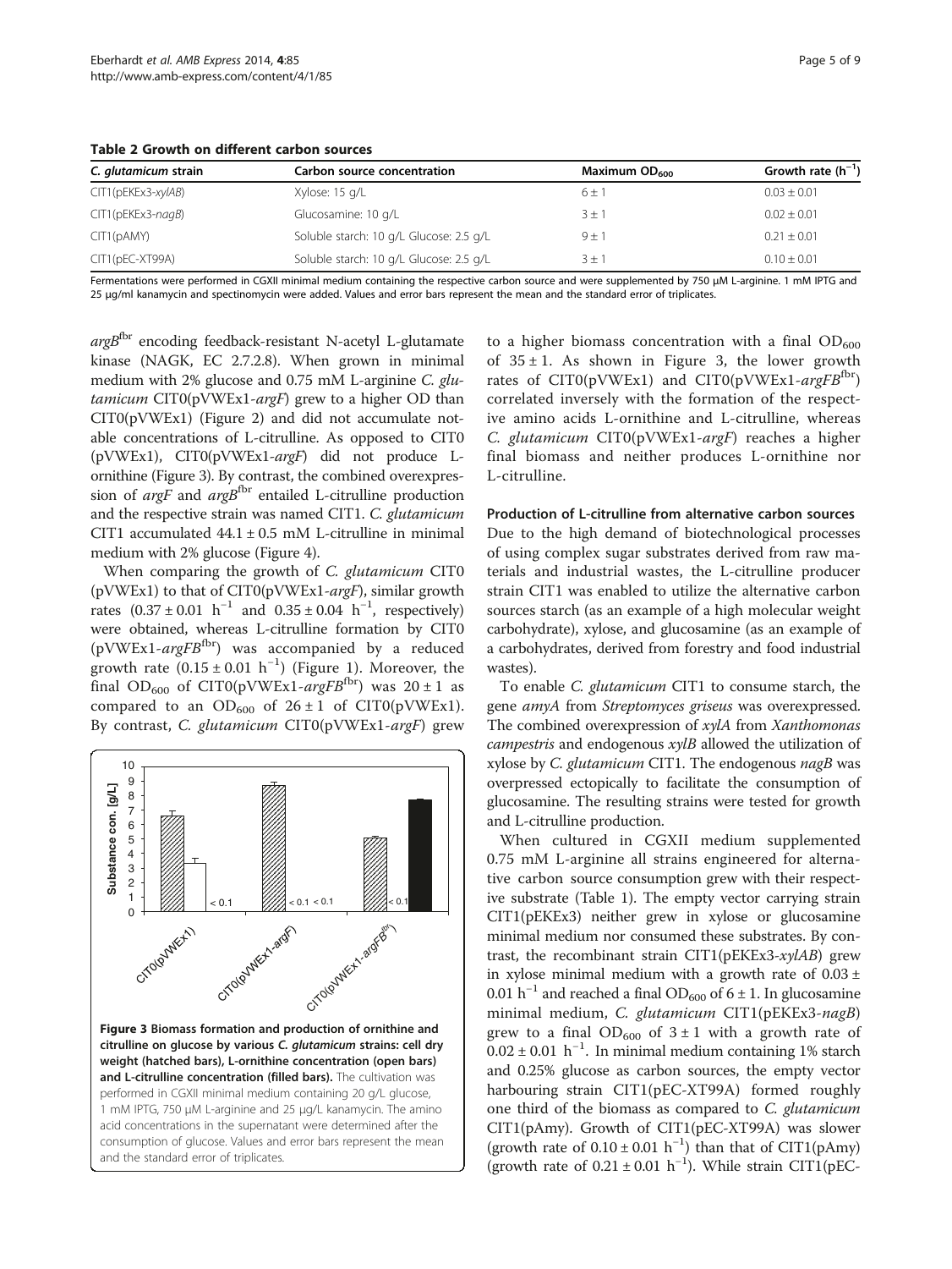**Table 2 Growth on different carbon sources**

| *C. glutamicum* strain | Carbon source concentration | Maximum $OD_{600}$ | Growth rate ($h^{-1}$) |
| --- | --- | --- | --- |
| CIT1(pEKEx3-*xylAB*) | Xylose: 15 g/L | 6 ± 1 | 0.03 ± 0.01 |
| CIT1(pEKEx3-*nagB*) | Glucosamine: 10 g/L | 3 ± 1 | 0.02 ± 0.01 |
| CIT1(pAMY) | Soluble starch: 10 g/L Glucose: 2.5 g/L | 9 ± 1 | 0.21 ± 0.01 |
| CIT1(pEC-XT99A) | Soluble starch: 10 g/L Glucose: 2.5 g/L | 3 ± 1 | 0.10 ± 0.01 |

Fermentations were performed in CGXII minimal medium containing the respective carbon source and were supplemented by 750 μM L-arginine. 1 mM IPTG and 25 μg/ml kanamycin and spectinomycin were added. Values and error bars represent the mean and the standard error of triplicates.

*argB*$^{fbr}$ encoding feedback-resistant N-acetyl L-glutamate kinase (NAGK, EC 2.7.2.8). When grown in minimal medium with 2% glucose and 0.75 mM L-arginine *C. glutamicum* CIT0(pVWEx1-*argF*) grew to a higher OD than CIT0(pVWEx1) (Figure 2) and did not accumulate notable concentrations of L-citrulline. As opposed to CIT0 (pVWEx1), CIT0(pVWEx1-*argF*) did not produce L-ornithine (Figure 3). By contrast, the combined overexpression of *argF* and *argB*$^{fbr}$ entailed L-citrulline production and the respective strain was named CIT1. *C. glutamicum* CIT1 accumulated 44.1 ± 0.5 mM L-citrulline in minimal medium with 2% glucose (Figure 4).

When comparing the growth of *C. glutamicum* CIT0 (pVWEx1) to that of CIT0(pVWEx1-*argF*), similar growth rates (0.37 ± 0.01 $h^{-1}$ and 0.35 ± 0.04 $h^{-1}$, respectively) were obtained, whereas L-citrulline formation by CIT0 (pVWEx1-*argFB*$^{fbr}$) was accompanied by a reduced growth rate (0.15 ± 0.01 $h^{-1}$) (Figure 1). Moreover, the final $OD_{600}$ of CIT0(pVWEx1-*argFB*$^{fbr}$) was 20 ± 1 as compared to an $OD_{600}$ of 26 ± 1 of CIT0(pVWEx1). By contrast, *C. glutamicum* CIT0(pVWEx1-*argF*) grew to a higher biomass concentration with a final $OD_{600}$ of 35 ± 1. As shown in Figure 3, the lower growth rates of CIT0(pVWEx1) and CIT0(pVWEx1-*argFB*$^{fbr}$) correlated inversely with the formation of the respective amino acids L-ornithine and L-citrulline, whereas *C. glutamicum* CIT0(pVWEx1-*argF*) reaches a higher final biomass and neither produces L-ornithine nor L-citrulline.

**Figure 3 Biomass formation and production of ornithine and citrulline on glucose by various *C. glutamicum* strains: cell dry weight (hatched bars), L-ornithine concentration (open bars) and L-citrulline concentration (filled bars).** The cultivation was performed in CGXII minimal medium containing 20 g/L glucose, 1 mM IPTG, 750 μM L-arginine and 25 μg/L kanamycin. The amino acid concentrations in the supernatant were determined after the consumption of glucose. Values and error bars represent the mean and the standard error of triplicates.

#### Production of L-citrulline from alternative carbon sources

Due to the high demand of biotechnological processes of using complex sugar substrates derived from raw materials and industrial wastes, the L-citrulline producer strain CIT1 was enabled to utilize the alternative carbon sources starch (as an example of a high molecular weight carbohydrate), xylose, and glucosamine (as an example of a carbohydrates, derived from forestry and food industrial wastes).

To enable *C. glutamicum* CIT1 to consume starch, the gene *amyA* from *Streptomyces griseus* was overexpressed. The combined overexpression of *xylA* from *Xanthomonas campestris* and endogenous *xylB* allowed the utilization of xylose by *C. glutamicum* CIT1. The endogenous *nagB* was overpressed ectopically to facilitate the consumption of glucosamine. The resulting strains were tested for growth and L-citrulline production.

When cultured in CGXII medium supplemented 0.75 mM L-arginine all strains engineered for alternative carbon source consumption grew with their respective substrate (Table 1). The empty vector carrying strain CIT1(pEKEx3) neither grew in xylose or glucosamine minimal medium nor consumed these substrates. By contrast, the recombinant strain CIT1(pEKEx3-*xylAB*) grew in xylose minimal medium with a growth rate of 0.03 ± 0.01 $h^{-1}$ and reached a final $OD_{600}$ of 6 ± 1. In glucosamine minimal medium, *C. glutamicum* CIT1(pEKEx3-*nagB*) grew to a final $OD_{600}$ of 3 ± 1 with a growth rate of 0.02 ± 0.01 $h^{-1}$. In minimal medium containing 1% starch and 0.25% glucose as carbon sources, the empty vector harbouring strain CIT1(pEC-XT99A) formed roughly one third of the biomass as compared to *C. glutamicum* CIT1(pAmy). Growth of CIT1(pEC-XT99A) was slower (growth rate of 0.10 ± 0.01 $h^{-1}$) than that of CIT1(pAmy) (growth rate of 0.21 ± 0.01 $h^{-1}$). While strain CIT1(pEC-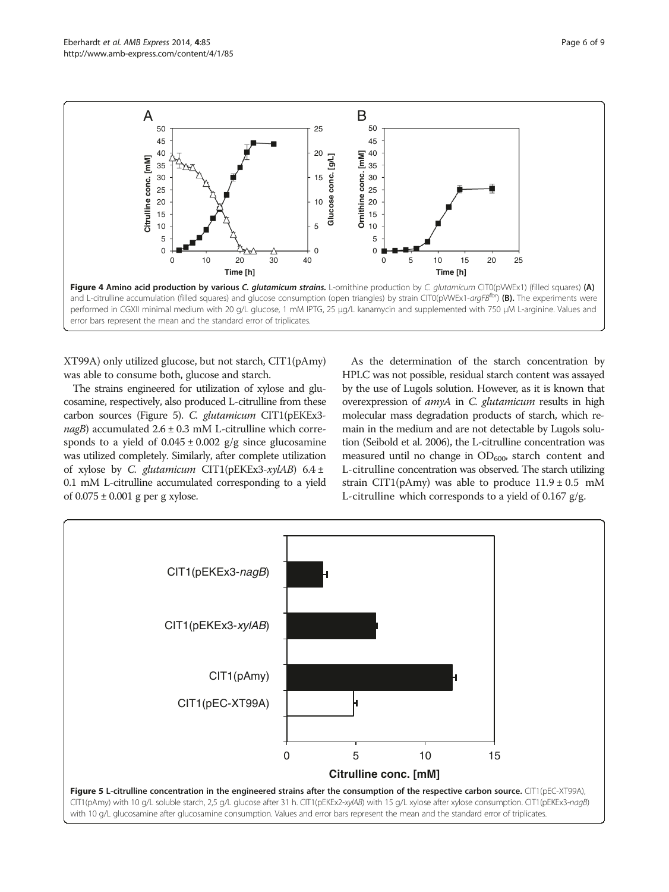Figure 4 Amino acid production by various *C. glutamicum* strains. L-ornithine production by *C. glutamicum* CIT0(pVWEx1) (filled squares) (A) and L-citrulline accumulation (filled squares) and glucose consumption (open triangles) by strain CIT0(pVWEx1-*argFB*[fbr]) (B). The experiments were performed in CGXII minimal medium with 20 g/L glucose, 1 mM IPTG, 25 µg/L kanamycin and supplemented with 750 µM L-arginine. Values and error bars represent the mean and the standard error of triplicates.

XT99A) only utilized glucose, but not starch, CIT1(pAmy) was able to consume both, glucose and starch.

The strains engineered for utilization of xylose and glucosamine, respectively, also produced L-citrulline from these carbon sources (Figure 5). *C. glutamicum* CIT1(pEKEx3-*nagB*) accumulated 2.6 ± 0.3 mM L-citrulline which corresponds to a yield of 0.045 ± 0.002 g/g since glucosamine was utilized completely. Similarly, after complete utilization of xylose by *C. glutamicum* CIT1(pEKEx3-*xylAB*) 6.4 ± 0.1 mM L-citrulline accumulated corresponding to a yield of 0.075 ± 0.001 g per g xylose.

As the determination of the starch concentration by HPLC was not possible, residual starch content was assayed by the use of Lugols solution. However, as it is known that overexpression of *amyA* in *C. glutamicum* results in high molecular mass degradation products of starch, which remain in the medium and are not detectable by Lugols solution (Seibold et al. 2006), the L-citrulline concentration was measured until no change in $OD_{600}$, starch content and L-citrulline concentration was observed. The starch utilizing strain CIT1(pAmy) was able to produce 11.9 ± 0.5 mM L-citrulline which corresponds to a yield of 0.167 g/g.

Figure 5 L-citrulline concentration in the engineered strains after the consumption of the respective carbon source. CIT1(pEC-XT99A), CIT1(pAmy) with 10 g/L soluble starch, 2,5 g/L glucose after 31 h. CIT1(pEKEx2-*xylAB*) with 15 g/L xylose after xylose consumption. CIT1(pEKEx3-*nagB*) with 10 g/L glucosamine after glucosamine consumption. Values and error bars represent the mean and the standard error of triplicates.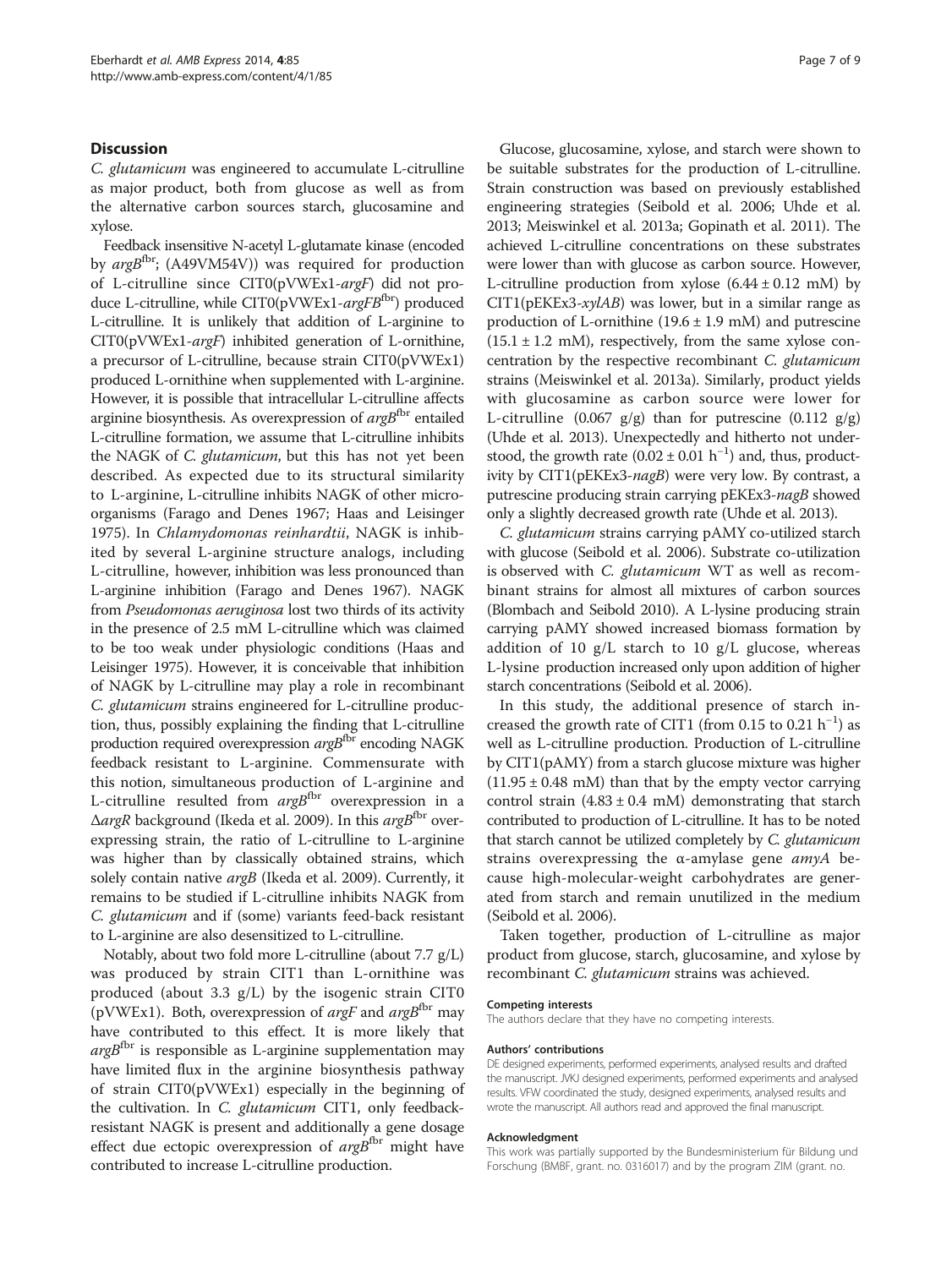## Discussion

*C. glutamicum* was engineered to accumulate L-citrulline as major product, both from glucose as well as from the alternative carbon sources starch, glucosamine and xylose.

Feedback insensitive N-acetyl L-glutamate kinase (encoded by *argB*$^{fbr}$; (A49VM54V)) was required for production of L-citrulline since CIT0(pVWEx1-*argF*) did not produce L-citrulline, while CIT0(pVWEx1-*argFB*$^{fbr}$) produced L-citrulline. It is unlikely that addition of L-arginine to CIT0(pVWEx1-*argF*) inhibited generation of L-ornithine, a precursor of L-citrulline, because strain CIT0(pVWEx1) produced L-ornithine when supplemented with L-arginine. However, it is possible that intracellular L-citrulline affects arginine biosynthesis. As overexpression of *argB*$^{fbr}$ entailed L-citrulline formation, we assume that L-citrulline inhibits the NAGK of *C. glutamicum*, but this has not yet been described. As expected due to its structural similarity to L-arginine, L-citrulline inhibits NAGK of other microorganisms (Farago and Denes 1967; Haas and Leisinger 1975). In *Chlamydomonas reinhardtii*, NAGK is inhibited by several L-arginine structure analogs, including L-citrulline, however, inhibition was less pronounced than L-arginine inhibition (Farago and Denes 1967). NAGK from *Pseudomonas aeruginosa* lost two thirds of its activity in the presence of 2.5 mM L-citrulline which was claimed to be too weak under physiologic conditions (Haas and Leisinger 1975). However, it is conceivable that inhibition of NAGK by L-citrulline may play a role in recombinant *C. glutamicum* strains engineered for L-citrulline production, thus, possibly explaining the finding that L-citrulline production required overexpression *argB*$^{fbr}$ encoding NAGK feedback resistant to L-arginine. Commensurate with this notion, simultaneous production of L-arginine and L-citrulline resulted from *argB*$^{fbr}$ overexpression in a Δ*argR* background (Ikeda et al. 2009). In this *argB*$^{fbr}$ overexpressing strain, the ratio of L-citrulline to L-arginine was higher than by classically obtained strains, which solely contain native *argB* (Ikeda et al. 2009). Currently, it remains to be studied if L-citrulline inhibits NAGK from *C. glutamicum* and if (some) variants feed-back resistant to L-arginine are also desensitized to L-citrulline.

Notably, about two fold more L-citrulline (about 7.7 g/L) was produced by strain CIT1 than L-ornithine was produced (about 3.3 g/L) by the isogenic strain CIT0 (pVWEx1). Both, overexpression of *argF* and *argB*$^{fbr}$ may have contributed to this effect. It is more likely that *argB*$^{fbr}$ is responsible as L-arginine supplementation may have limited flux in the arginine biosynthesis pathway of strain CIT0(pVWEx1) especially in the beginning of the cultivation. In *C. glutamicum* CIT1, only feedback-resistant NAGK is present and additionally a gene dosage effect due ectopic overexpression of *argB*$^{fbr}$ might have contributed to increase L-citrulline production.

Glucose, glucosamine, xylose, and starch were shown to be suitable substrates for the production of L-citrulline. Strain construction was based on previously established engineering strategies (Seibold et al. 2006; Uhde et al. 2013; Meiswinkel et al. 2013a; Gopinath et al. 2011). The achieved L-citrulline concentrations on these substrates were lower than with glucose as carbon source. However, L-citrulline production from xylose (6.44 ± 0.12 mM) by CIT1(pEKEx3-*xylAB*) was lower, but in a similar range as production of L-ornithine (19.6 ± 1.9 mM) and putrescine (15.1 ± 1.2 mM), respectively, from the same xylose concentration by the respective recombinant *C. glutamicum* strains (Meiswinkel et al. 2013a). Similarly, product yields with glucosamine as carbon source were lower for L-citrulline (0.067 g/g) than for putrescine (0.112 g/g) (Uhde et al. 2013). Unexpectedly and hitherto not understood, the growth rate (0.02 ± 0.01 $h^{-1}$) and, thus, productivity by CIT1(pEKEx3-*nagB*) were very low. By contrast, a putrescine producing strain carrying pEKEx3-*nagB* showed only a slightly decreased growth rate (Uhde et al. 2013).

*C. glutamicum* strains carrying pAMY co-utilized starch with glucose (Seibold et al. 2006). Substrate co-utilization is observed with *C. glutamicum* WT as well as recombinant strains for almost all mixtures of carbon sources (Blombach and Seibold 2010). A L-lysine producing strain carrying pAMY showed increased biomass formation by addition of 10 g/L starch to 10 g/L glucose, whereas L-lysine production increased only upon addition of higher starch concentrations (Seibold et al. 2006).

In this study, the additional presence of starch increased the growth rate of CIT1 (from 0.15 to 0.21 $h^{-1}$) as well as L-citrulline production. Production of L-citrulline by CIT1(pAMY) from a starch glucose mixture was higher (11.95 ± 0.48 mM) than that by the empty vector carrying control strain (4.83 ± 0.4 mM) demonstrating that starch contributed to production of L-citrulline. It has to be noted that starch cannot be utilized completely by *C. glutamicum* strains overexpressing the α-amylase gene *amyA* because high-molecular-weight carbohydrates are generated from starch and remain unutilized in the medium (Seibold et al. 2006).

Taken together, production of L-citrulline as major product from glucose, starch, glucosamine, and xylose by recombinant *C. glutamicum* strains was achieved.

#### Competing interests
The authors declare that they have no competing interests.

#### Authors' contributions
DE designed experiments, performed experiments, analysed results and drafted the manuscript. JVKJ designed experiments, performed experiments and analysed results. VFW coordinated the study, designed experiments, analysed results and wrote the manuscript. All authors read and approved the final manuscript.

#### Acknowledgment
This work was partially supported by the Bundesministerium für Bildung und Forschung (BMBF, grant. no. 0316017) and by the program ZIM (grant. no.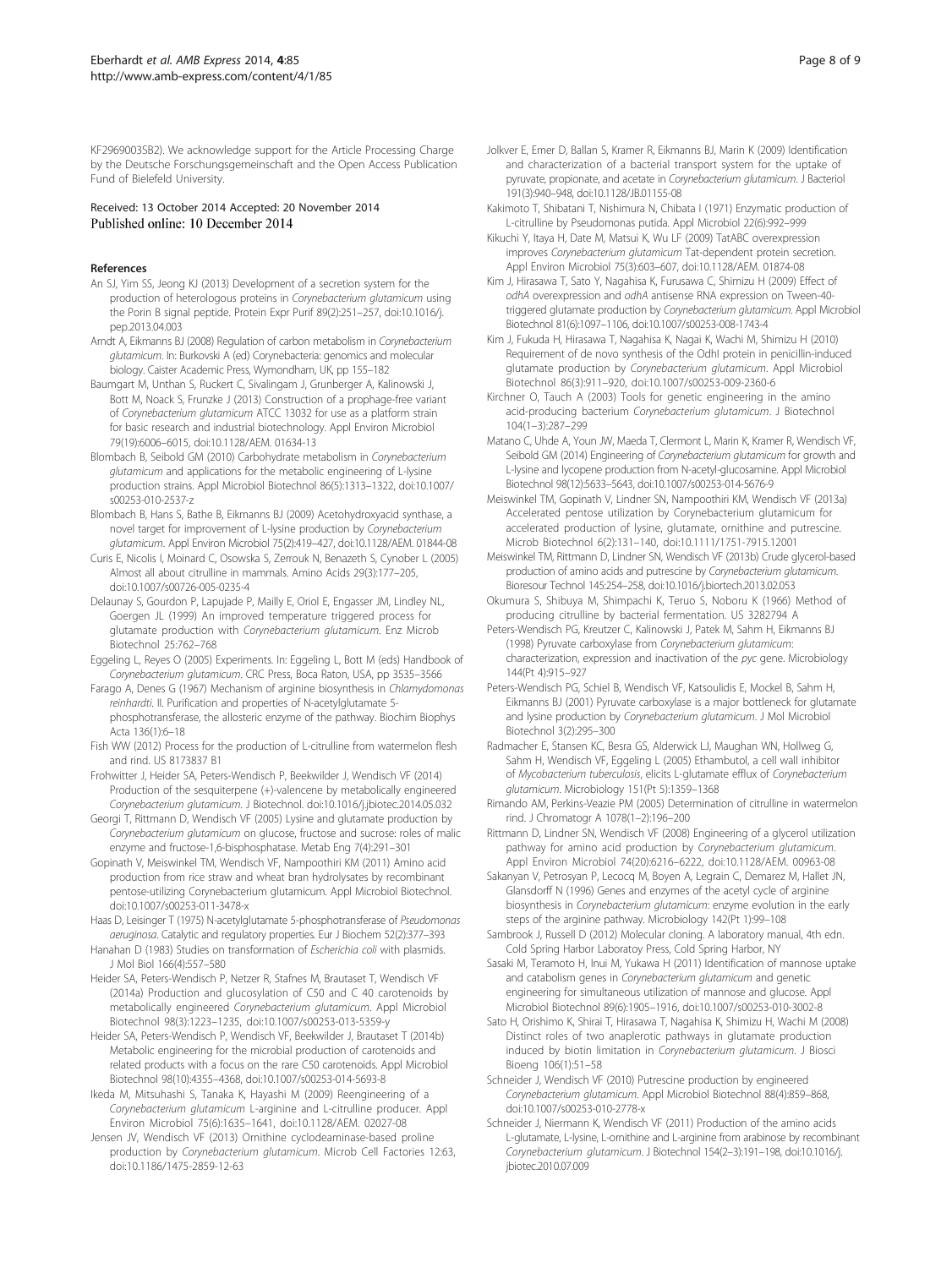KF2969003SB2). We acknowledge support for the Article Processing Charge by the Deutsche Forschungsgemeinschaft and the Open Access Publication Fund of Bielefeld University.

Received: 13 October 2014 Accepted: 20 November 2014
Published online: 10 December 2014

## References

An SJ, Yim SS, Jeong KJ (2013) Development of a secretion system for the production of heterologous proteins in *Corynebacterium glutamicum* using the Porin B signal peptide. Protein Expr Purif 89(2):251–257, doi:10.1016/j.pep.2013.04.003

Arndt A, Eikmanns BJ (2008) Regulation of carbon metabolism in *Corynebacterium glutamicum*. In: Burkovski A (ed) Corynebacteria: genomics and molecular biology. Caister Academic Press, Wymondham, UK, pp 155–182

Baumgart M, Unthan S, Ruckert C, Sivalingam J, Grunberger A, Kalinowski J, Bott M, Noack S, Frunzke J (2013) Construction of a prophage-free variant of *Corynebacterium glutamicum* ATCC 13032 for use as a platform strain for basic research and industrial biotechnology. Appl Environ Microbiol 79(19):6006–6015, doi:10.1128/AEM. 01634-13

Blombach B, Seibold GM (2010) Carbohydrate metabolism in *Corynebacterium glutamicum* and applications for the metabolic engineering of L-lysine production strains. Appl Microbiol Biotechnol 86(5):1313–1322, doi:10.1007/s00253-010-2537-z

Blombach B, Hans S, Bathe B, Eikmanns BJ (2009) Acetohydroxyacid synthase, a novel target for improvement of L-lysine production by *Corynebacterium glutamicum*. Appl Environ Microbiol 75(2):419–427, doi:10.1128/AEM. 01844-08

Curis E, Nicolis I, Moinard C, Osowska S, Zerrouk N, Benazeth S, Cynober L (2005) Almost all about citrulline in mammals. Amino Acids 29(3):177–205, doi:10.1007/s00726-005-0235-4

Delaunay S, Gourdon P, Lapujade P, Mailly E, Oriol E, Engasser JM, Lindley NL, Goergen JL (1999) An improved temperature triggered process for glutamate production with *Corynebacterium glutamicum*. Enz Microb Biotechnol 25:762–768

Eggeling L, Reyes O (2005) Experiments. In: Eggeling L, Bott M (eds) Handbook of *Corynebacterium glutamicum*. CRC Press, Boca Raton, USA, pp 3535–3566

Farago A, Denes G (1967) Mechanism of arginine biosynthesis in *Chlamydomonas reinhardti*. II. Purification and properties of N-acetylglutamate 5-phosphotransferase, the allosteric enzyme of the pathway. Biochim Biophys Acta 136(1):6–18

Fish WW (2012) Process for the production of L-citrulline from watermelon flesh and rind. US 8173837 B1

Frohwitter J, Heider SA, Peters-Wendisch P, Beekwilder J, Wendisch VF (2014) Production of the sesquiterpene (+)-valencene by metabolically engineered *Corynebacterium glutamicum*. J Biotechnol. doi:10.1016/j.jbiotec.2014.05.032

Georgi T, Rittmann D, Wendisch VF (2005) Lysine and glutamate production by *Corynebacterium glutamicum* on glucose, fructose and sucrose: roles of malic enzyme and fructose-1,6-bisphosphatase. Metab Eng 7(4):291–301

Gopinath V, Meiswinkel TM, Wendisch VF, Nampoothiri KM (2011) Amino acid production from rice straw and wheat bran hydrolysates by recombinant pentose-utilizing Corynebacterium glutamicum. Appl Microbiol Biotechnol. doi:10.1007/s00253-011-3478-x

Haas D, Leisinger T (1975) N-acetylglutamate 5-phosphotransferase of *Pseudomonas aeruginosa*. Catalytic and regulatory properties. Eur J Biochem 52(2):377–393

Hanahan D (1983) Studies on transformation of *Escherichia coli* with plasmids. J Mol Biol 166(4):557–580

Heider SA, Peters-Wendisch P, Netzer R, Stafnes M, Brautaset T, Wendisch VF (2014a) Production and glucosylation of C50 and C 40 carotenoids by metabolically engineered *Corynebacterium glutamicum*. Appl Microbiol Biotechnol 98(3):1223–1235, doi:10.1007/s00253-013-5359-y

Heider SA, Peters-Wendisch P, Wendisch VF, Beekwilder J, Brautaset T (2014b) Metabolic engineering for the microbial production of carotenoids and related products with a focus on the rare C50 carotenoids. Appl Microbiol Biotechnol 98(10):4355–4368, doi:10.1007/s00253-014-5693-8

Ikeda M, Mitsuhashi S, Tanaka K, Hayashi M (2009) Reengineering of a *Corynebacterium glutamicum* L-arginine and L-citrulline producer. Appl Environ Microbiol 75(6):1635–1641, doi:10.1128/AEM. 02027-08

Jensen JV, Wendisch VF (2013) Ornithine cyclodeaminase-based proline production by *Corynebacterium glutamicum*. Microb Cell Factories 12:63, doi:10.1186/1475-2859-12-63

Jolkver E, Emer D, Ballan S, Kramer R, Eikmanns BJ, Marin K (2009) Identification and characterization of a bacterial transport system for the uptake of pyruvate, propionate, and acetate in *Corynebacterium glutamicum*. J Bacteriol 191(3):940–948, doi:10.1128/JB.01155-08

Kakimoto T, Shibatani T, Nishimura N, Chibata I (1971) Enzymatic production of L-citrulline by Pseudomonas putida. Appl Microbiol 22(6):992–999

Kikuchi Y, Itaya H, Date M, Matsui K, Wu LF (2009) TatABC overexpression improves *Corynebacterium glutamicum* Tat-dependent protein secretion. Appl Environ Microbiol 75(3):603–607, doi:10.1128/AEM. 01874-08

Kim J, Hirasawa T, Sato Y, Nagahisa K, Furusawa C, Shimizu H (2009) Effect of *odhA* overexpression and *odhA* antisense RNA expression on Tween-40-triggered glutamate production by *Corynebacterium glutamicum*. Appl Microbiol Biotechnol 81(6):1097–1106, doi:10.1007/s00253-008-1743-4

Kim J, Fukuda H, Hirasawa T, Nagahisa K, Nagai K, Wachi M, Shimizu H (2010) Requirement of de novo synthesis of the OdhI protein in penicillin-induced glutamate production by *Corynebacterium glutamicum*. Appl Microbiol Biotechnol 86(3):911–920, doi:10.1007/s00253-009-2360-6

Kirchner O, Tauch A (2003) Tools for genetic engineering in the amino acid-producing bacterium *Corynebacterium glutamicum*. J Biotechnol 104(1–3):287–299

Matano C, Uhde A, Youn JW, Maeda T, Clermont L, Marin K, Kramer R, Wendisch VF, Seibold GM (2014) Engineering of *Corynebacterium glutamicum* for growth and L-lysine and lycopene production from N-acetyl-glucosamine. Appl Microbiol Biotechnol 98(12):5633–5643, doi:10.1007/s00253-014-5676-9

Meiswinkel TM, Gopinath V, Lindner SN, Nampoothiri KM, Wendisch VF (2013a) Accelerated pentose utilization by Corynebacterium glutamicum for accelerated production of lysine, glutamate, ornithine and putrescine. Microb Biotechnol 6(2):131–140, doi:10.1111/1751-7915.12001

Meiswinkel TM, Rittmann D, Lindner SN, Wendisch VF (2013b) Crude glycerol-based production of amino acids and putrescine by *Corynebacterium glutamicum*. Bioresour Technol 145:254–258, doi:10.1016/j.biortech.2013.02.053

Okumura S, Shibuya M, Shimpachi K, Teruo S, Noboru K (1966) Method of producing citrulline by bacterial fermentation. US 3282794 A

Peters-Wendisch PG, Kreutzer C, Kalinowski J, Patek M, Sahm H, Eikmanns BJ (1998) Pyruvate carboxylase from *Corynebacterium glutamicum*: characterization, expression and inactivation of the *pyc* gene. Microbiology 144(Pt 4):915–927

Peters-Wendisch PG, Schiel B, Wendisch VF, Katsoulidis E, Mockel B, Sahm H, Eikmanns BJ (2001) Pyruvate carboxylase is a major bottleneck for glutamate and lysine production by *Corynebacterium glutamicum*. J Mol Microbiol Biotechnol 3(2):295–300

Radmacher E, Stansen KC, Besra GS, Alderwick LJ, Maughan WN, Hollweg G, Sahm H, Wendisch VF, Eggeling L (2005) Ethambutol, a cell wall inhibitor of *Mycobacterium tuberculosis*, elicits L-glutamate efflux of *Corynebacterium glutamicum*. Microbiology 151(Pt 5):1359–1368

Rimando AM, Perkins-Veazie PM (2005) Determination of citrulline in watermelon rind. J Chromatogr A 1078(1–2):196–200

Rittmann D, Lindner SN, Wendisch VF (2008) Engineering of a glycerol utilization pathway for amino acid production by *Corynebacterium glutamicum*. Appl Environ Microbiol 74(20):6216–6222, doi:10.1128/AEM. 00963-08

Sakanyan V, Petrosyan P, Lecocq M, Boyen A, Legrain C, Demarez M, Hallet JN, Glansdorff N (1996) Genes and enzymes of the acetyl cycle of arginine biosynthesis in *Corynebacterium glutamicum*: enzyme evolution in the early steps of the arginine pathway. Microbiology 142(Pt 1):99–108

Sambrook J, Russell D (2012) Molecular cloning. A laboratory manual, 4th edn. Cold Spring Harbor Laboratoy Press, Cold Spring Harbor, NY

Sasaki M, Teramoto H, Inui M, Yukawa H (2011) Identification of mannose uptake and catabolism genes in *Corynebacterium glutamicum* and genetic engineering for simultaneous utilization of mannose and glucose. Appl Microbiol Biotechnol 89(6):1905–1916, doi:10.1007/s00253-010-3002-8

Sato H, Orishimo K, Shirai T, Hirasawa T, Nagahisa K, Shimizu H, Wachi M (2008) Distinct roles of two anaplerotic pathways in glutamate production induced by biotin limitation in *Corynebacterium glutamicum*. J Biosci Bioeng 106(1):51–58

Schneider J, Wendisch VF (2010) Putrescine production by engineered *Corynebacterium glutamicum*. Appl Microbiol Biotechnol 88(4):859–868, doi:10.1007/s00253-010-2778-x

Schneider J, Niermann K, Wendisch VF (2011) Production of the amino acids L-glutamate, L-lysine, L-ornithine and L-arginine from arabinose by recombinant *Corynebacterium glutamicum*. J Biotechnol 154(2–3):191–198, doi:10.1016/j.jbiotec.2010.07.009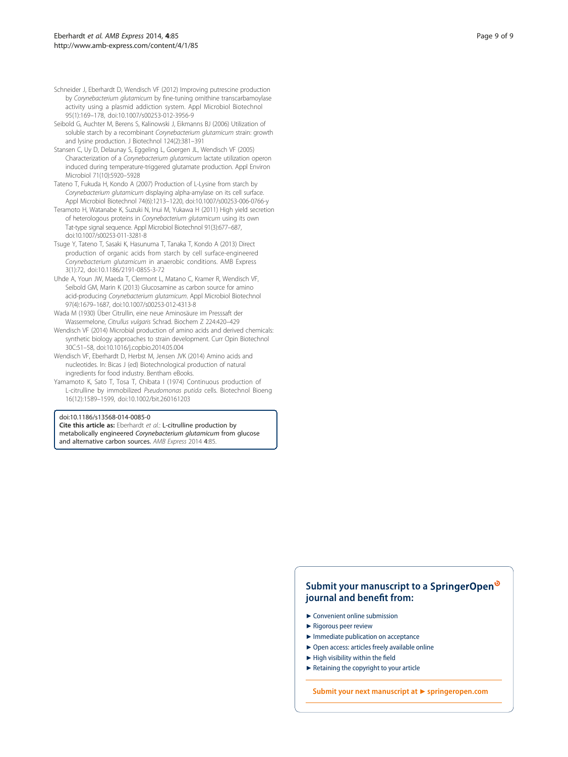Schneider J, Eberhardt D, Wendisch VF (2012) Improving putrescine production by *Corynebacterium glutamicum* by fine-tuning ornithine transcarbamoylase activity using a plasmid addiction system. Appl Microbiol Biotechnol 95(1):169–178, doi:10.1007/s00253-012-3956-9

Seibold G, Auchter M, Berens S, Kalinowski J, Eikmanns BJ (2006) Utilization of soluble starch by a recombinant *Corynebacterium glutamicum* strain: growth and lysine production. J Biotechnol 124(2):381–391

Stansen C, Uy D, Delaunay S, Eggeling L, Goergen JL, Wendisch VF (2005) Characterization of a *Corynebacterium glutamicum* lactate utilization operon induced during temperature-triggered glutamate production. Appl Environ Microbiol 71(10):5920–5928

Tateno T, Fukuda H, Kondo A (2007) Production of L-Lysine from starch by *Corynebacterium glutamicum* displaying alpha-amylase on its cell surface. Appl Microbiol Biotechnol 74(6):1213–1220, doi:10.1007/s00253-006-0766-y

Teramoto H, Watanabe K, Suzuki N, Inui M, Yukawa H (2011) High yield secretion of heterologous proteins in *Corynebacterium glutamicum* using its own Tat-type signal sequence. Appl Microbiol Biotechnol 91(3):677–687, doi:10.1007/s00253-011-3281-8

Tsuge Y, Tateno T, Sasaki K, Hasunuma T, Tanaka T, Kondo A (2013) Direct production of organic acids from starch by cell surface-engineered *Corynebacterium glutamicum* in anaerobic conditions. AMB Express 3(1):72, doi:10.1186/2191-0855-3-72

Uhde A, Youn JW, Maeda T, Clermont L, Matano C, Kramer R, Wendisch VF, Seibold GM, Marin K (2013) Glucosamine as carbon source for amino acid-producing *Corynebacterium glutamicum*. Appl Microbiol Biotechnol 97(4):1679–1687, doi:10.1007/s00253-012-4313-8

Wada M (1930) Über Citrullin, eine neue Aminosäure im Presssaft der Wassermelone, *Citrullus vulgaris* Schrad. Biochem Z 224:420–429

Wendisch VF (2014) Microbial production of amino acids and derived chemicals: synthetic biology approaches to strain development. Curr Opin Biotechnol 30C:51–58, doi:10.1016/j.copbio.2014.05.004

Wendisch VF, Eberhardt D, Herbst M, Jensen JVK (2014) Amino acids and nucleotides. In: Bicas J (ed) Biotechnological production of natural ingredients for food industry. Bentham eBooks.

Yamamoto K, Sato T, Tosa T, Chibata I (1974) Continuous production of L-citrulline by immobilized *Pseudomonas putida* cells. Biotechnol Bioeng 16(12):1589–1599, doi:10.1002/bit.260161203

doi:10.1186/s13568-014-0085-0

**Cite this article as:** Eberhardt *et al.*: L-citrulline production by metabolically engineered *Corynebacterium glutamicum* from glucose and alternative carbon sources. *AMB Express* 2014 **4**:85.

**Submit your manuscript to a SpringerOpen journal and benefit from:**

- Convenient online submission
- Rigorous peer review
- Immediate publication on acceptance
- Open access: articles freely available online
- High visibility within the field
- Retaining the copyright to your article

**Submit your next manuscript at ► springeropen.com**